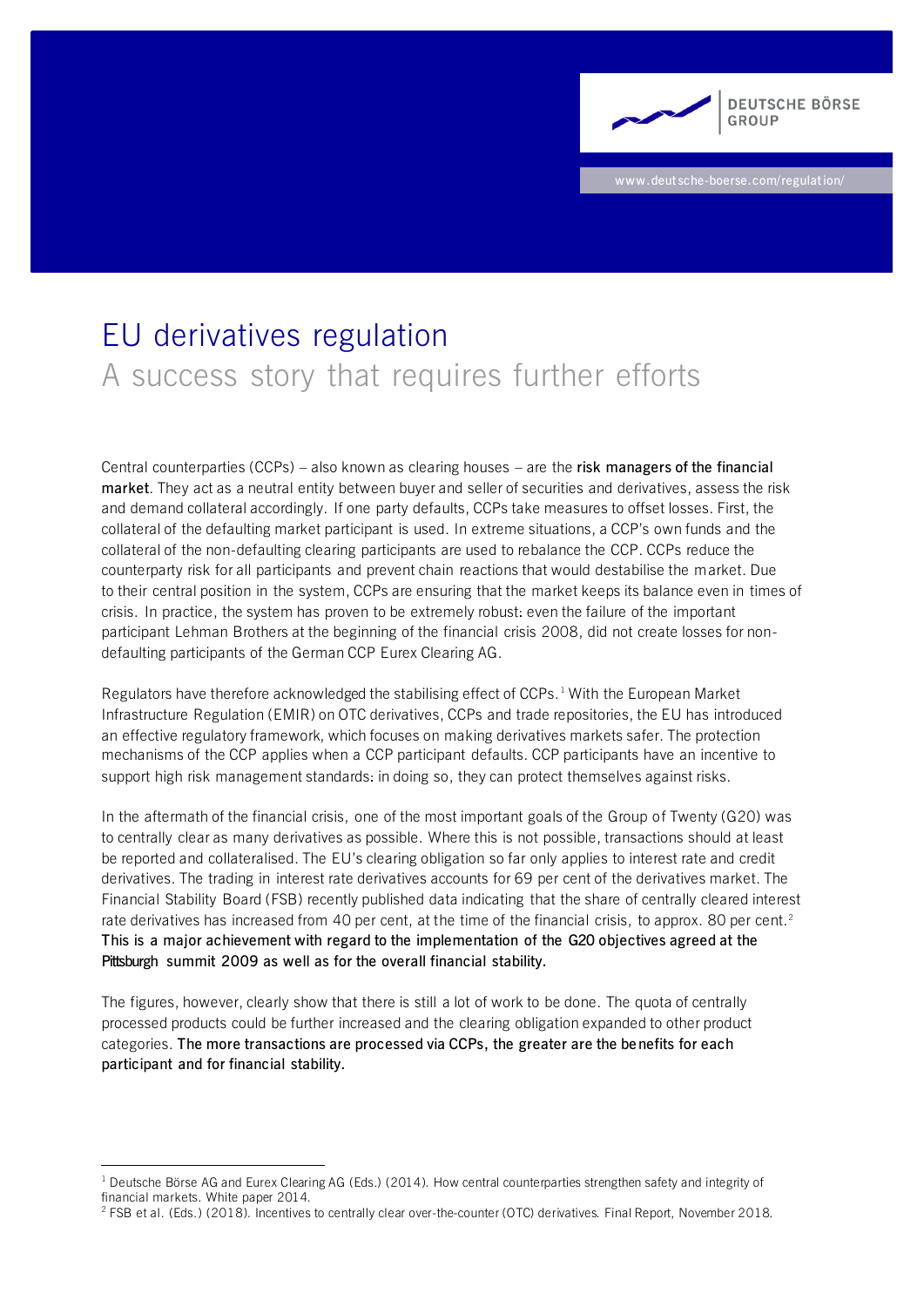# EU derivatives regulation

## A success story that requires further efforts

Central counterparties (CCPs) – also known as clearing houses – are the **risk managers of the financial market**. They act as a neutral entity between buyer and seller of securities and derivatives, assess the risk and demand collateral accordingly. If one party defaults, CCPs take measures to offset losses. First, the collateral of the defaulting market participant is used. In extreme situations, a CCP's own funds and the collateral of the non-defaulting clearing participants are used to rebalance the CCP. CCPs reduce the counterparty risk for all participants and prevent chain reactions that would destabilise the market. Due to their central position in the system, CCPs are ensuring that the market keeps its balance even in times of crisis. In practice, the system has proven to be extremely robust: even the failure of the important participant Lehman Brothers at the beginning of the financial crisis 2008, did not create losses for non-defaulting participants of the German CCP Eurex Clearing AG.

Regulators have therefore acknowledged the stabilising effect of CCPs.[1] With the European Market Infrastructure Regulation (EMIR) on OTC derivatives, CCPs and trade repositories, the EU has introduced an effective regulatory framework, which focuses on making derivatives markets safer. The protection mechanisms of the CCP applies when a CCP participant defaults. CCP participants have an incentive to support high risk management standards: in doing so, they can protect themselves against risks.

In the aftermath of the financial crisis, one of the most important goals of the Group of Twenty (G20) was to centrally clear as many derivatives as possible. Where this is not possible, transactions should at least be reported and collateralised. The EU's clearing obligation so far only applies to interest rate and credit derivatives. The trading in interest rate derivatives accounts for 69 per cent of the derivatives market. The Financial Stability Board (FSB) recently published data indicating that the share of centrally cleared interest rate derivatives has increased from 40 per cent, at the time of the financial crisis, to approx. 80 per cent.[2] **This is a major achievement with regard to the implementation of the G20 objectives agreed at the Pittsburgh summit 2009 as well as for the overall financial stability.**

The figures, however, clearly show that there is still a lot of work to be done. The quota of centrally processed products could be further increased and the clearing obligation expanded to other product categories. **The more transactions are processed via CCPs, the greater are the benefits for each participant and for financial stability.**

---

[1] Deutsche Börse AG and Eurex Clearing AG (Eds.) (2014). How central counterparties strengthen safety and integrity of financial markets. White paper 2014.

[2] FSB et al. (Eds.) (2018). Incentives to centrally clear over-the-counter (OTC) derivatives. Final Report, November 2018.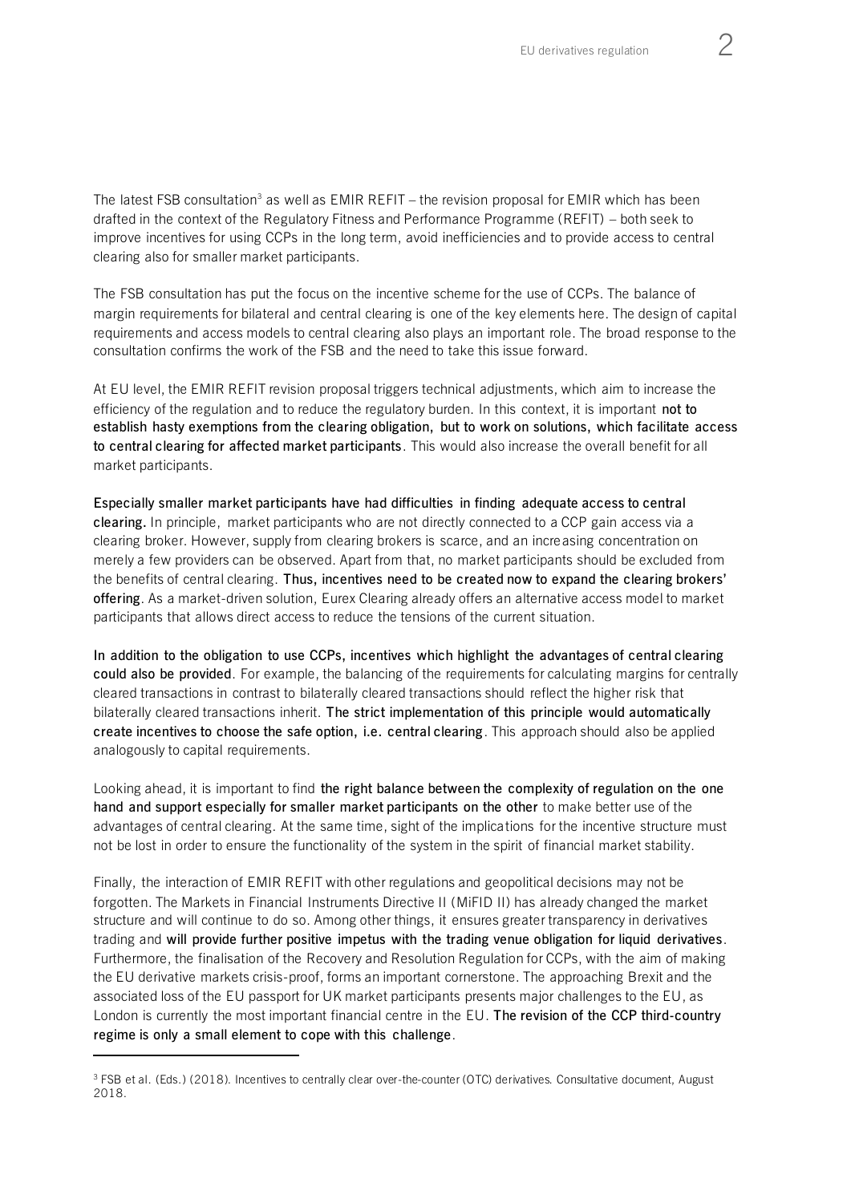The latest FSB consultation[3] as well as EMIR REFIT – the revision proposal for EMIR which has been drafted in the context of the Regulatory Fitness and Performance Programme (REFIT) – both seek to improve incentives for using CCPs in the long term, avoid inefficiencies and to provide access to central clearing also for smaller market participants.

The FSB consultation has put the focus on the incentive scheme for the use of CCPs. The balance of margin requirements for bilateral and central clearing is one of the key elements here. The design of capital requirements and access models to central clearing also plays an important role. The broad response to the consultation confirms the work of the FSB and the need to take this issue forward.

At EU level, the EMIR REFIT revision proposal triggers technical adjustments, which aim to increase the efficiency of the regulation and to reduce the regulatory burden. In this context, it is important **not to establish hasty exemptions from the clearing obligation, but to work on solutions, which facilitate access to central clearing for affected market participants**. This would also increase the overall benefit for all market participants.

**Especially smaller market participants have had difficulties in finding adequate access to central clearing.** In principle, market participants who are not directly connected to a CCP gain access via a clearing broker. However, supply from clearing brokers is scarce, and an increasing concentration on merely a few providers can be observed. Apart from that, no market participants should be excluded from the benefits of central clearing. **Thus, incentives need to be created now to expand the clearing brokers' offering**. As a market-driven solution, Eurex Clearing already offers an alternative access model to market participants that allows direct access to reduce the tensions of the current situation.

**In addition to the obligation to use CCPs, incentives which highlight the advantages of central clearing could also be provided**. For example, the balancing of the requirements for calculating margins for centrally cleared transactions in contrast to bilaterally cleared transactions should reflect the higher risk that bilaterally cleared transactions inherit. **The strict implementation of this principle would automatically create incentives to choose the safe option, i.e. central clearing**. This approach should also be applied analogously to capital requirements.

Looking ahead, it is important to find **the right balance between the complexity of regulation on the one hand and support especially for smaller market participants on the other** to make better use of the advantages of central clearing. At the same time, sight of the implications for the incentive structure must not be lost in order to ensure the functionality of the system in the spirit of financial market stability.

Finally, the interaction of EMIR REFIT with other regulations and geopolitical decisions may not be forgotten. The Markets in Financial Instruments Directive II (MiFID II) has already changed the market structure and will continue to do so. Among other things, it ensures greater transparency in derivatives trading and **will provide further positive impetus with the trading venue obligation for liquid derivatives**. Furthermore, the finalisation of the Recovery and Resolution Regulation for CCPs, with the aim of making the EU derivative markets crisis-proof, forms an important cornerstone. The approaching Brexit and the associated loss of the EU passport for UK market participants presents major challenges to the EU, as London is currently the most important financial centre in the EU. **The revision of the CCP third-country regime is only a small element to cope with this challenge**.

---

[3] FSB et al. (Eds.) (2018). Incentives to centrally clear over-the-counter (OTC) derivatives. Consultative document, August 2018.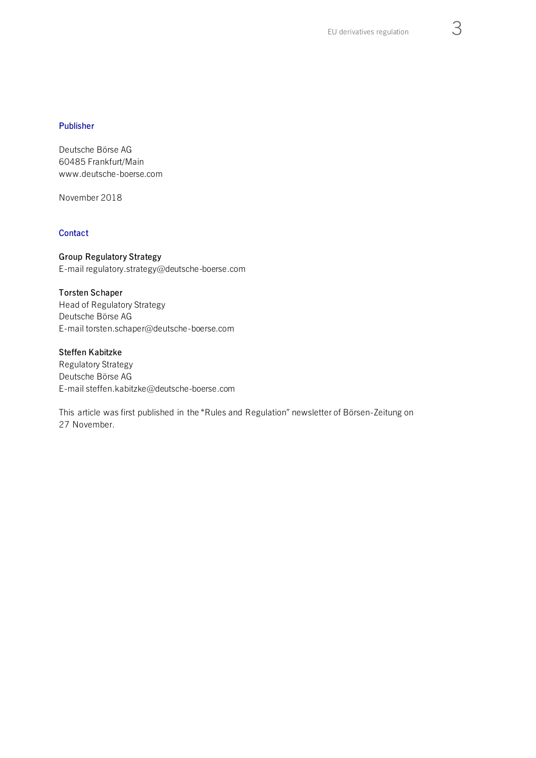## Publisher

Deutsche Börse AG
60485 Frankfurt/Main
www.deutsche-boerse.com

November 2018

## Contact

**Group Regulatory Strategy**
E-mail regulatory.strategy@deutsche-boerse.com

**Torsten Schaper**
Head of Regulatory Strategy
Deutsche Börse AG
E-mail torsten.schaper@deutsche-boerse.com

**Steffen Kabitzke**
Regulatory Strategy
Deutsche Börse AG
E-mail steffen.kabitzke@deutsche-boerse.com

This article was first published in the "Rules and Regulation" newsletter of Börsen-Zeitung on 27 November.